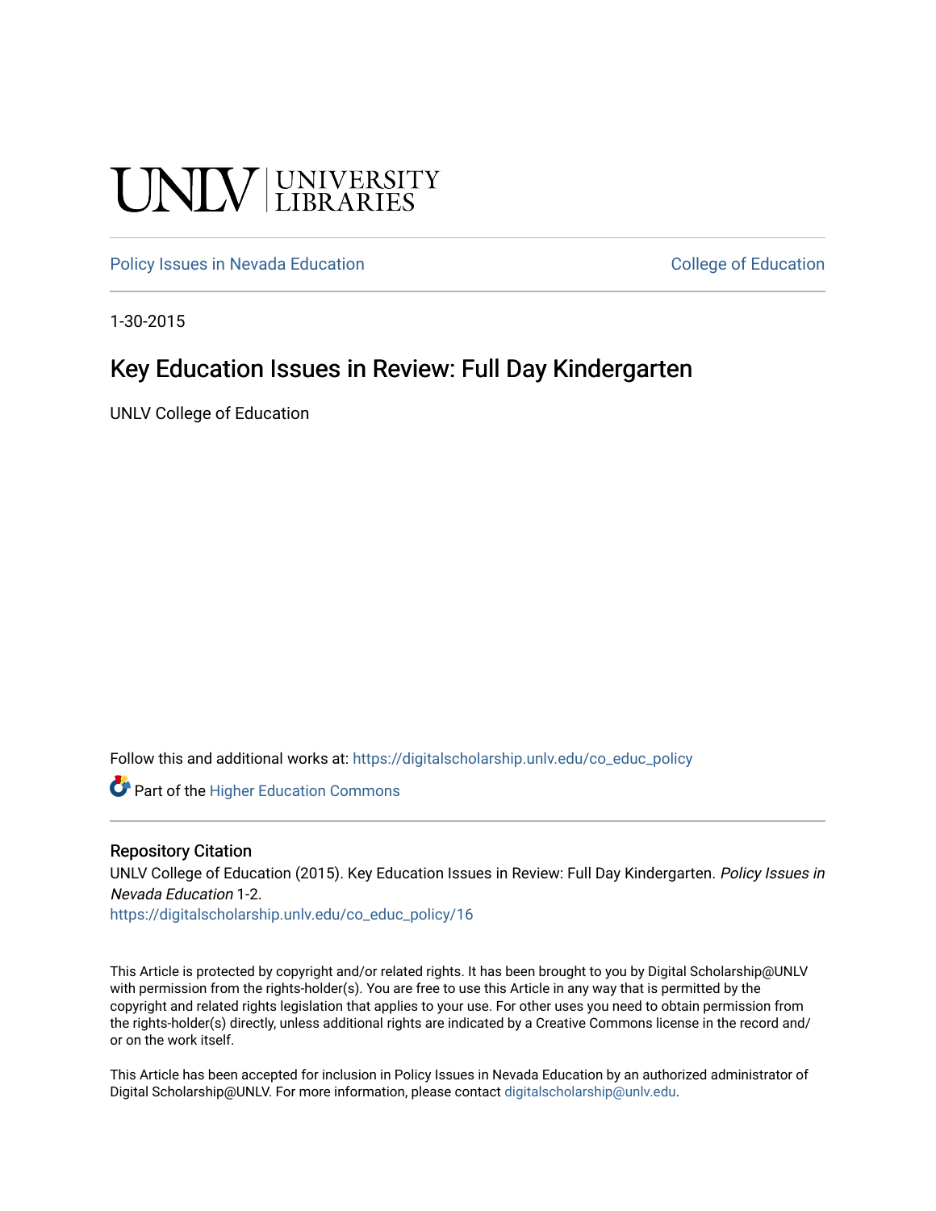UNLV | UNIVERSITY LIBRARIES

Policy Issues in Nevada Education | College of Education

1-30-2015

# Key Education Issues in Review: Full Day Kindergarten

UNLV College of Education

Follow this and additional works at: https://digitalscholarship.unlv.edu/co_educ_policy

Part of the Higher Education Commons

## Repository Citation

UNLV College of Education (2015). Key Education Issues in Review: Full Day Kindergarten. *Policy Issues in Nevada Education* 1-2.
https://digitalscholarship.unlv.edu/co_educ_policy/16

This Article is protected by copyright and/or related rights. It has been brought to you by Digital Scholarship@UNLV with permission from the rights-holder(s). You are free to use this Article in any way that is permitted by the copyright and related rights legislation that applies to your use. For other uses you need to obtain permission from the rights-holder(s) directly, unless additional rights are indicated by a Creative Commons license in the record and/or on the work itself.

This Article has been accepted for inclusion in Policy Issues in Nevada Education by an authorized administrator of Digital Scholarship@UNLV. For more information, please contact digitalscholarship@unlv.edu.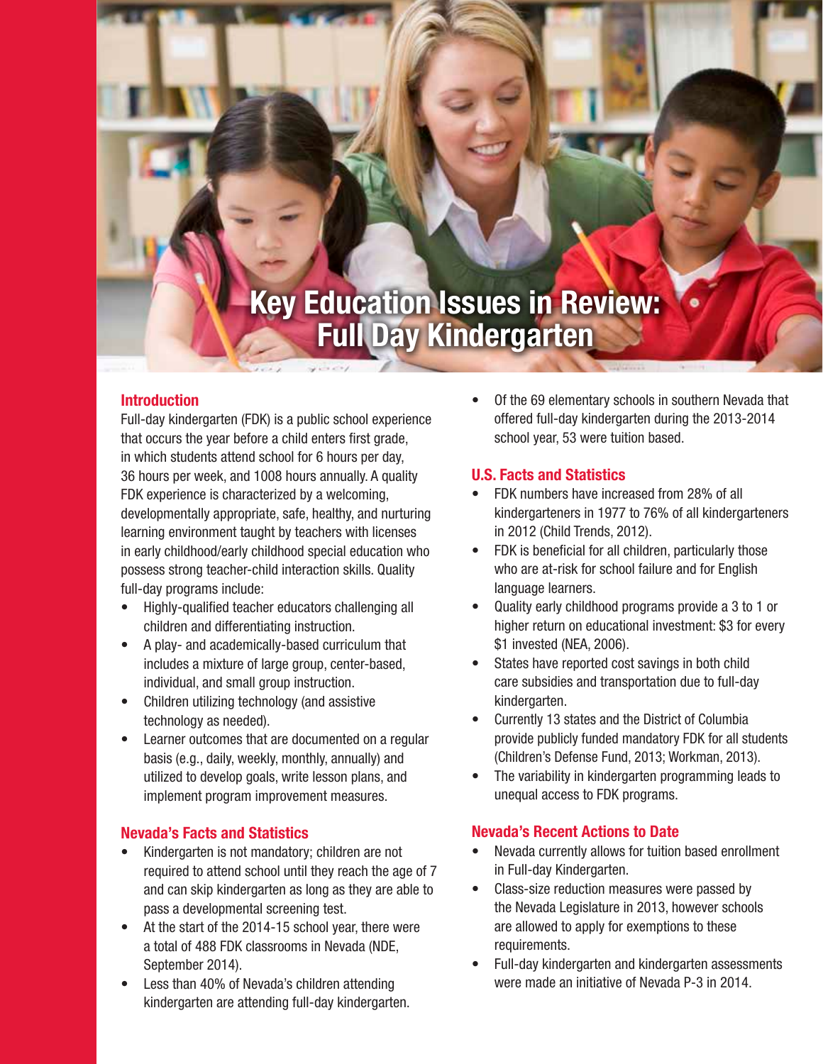# Key Education Issues in Review: Full Day Kindergarten

## Introduction

Full-day kindergarten (FDK) is a public school experience that occurs the year before a child enters first grade, in which students attend school for 6 hours per day, 36 hours per week, and 1008 hours annually. A quality FDK experience is characterized by a welcoming, developmentally appropriate, safe, healthy, and nurturing learning environment taught by teachers with licenses in early childhood/early childhood special education who possess strong teacher-child interaction skills. Quality full-day programs include:

- Highly-qualified teacher educators challenging all children and differentiating instruction.
- A play- and academically-based curriculum that includes a mixture of large group, center-based, individual, and small group instruction.
- Children utilizing technology (and assistive technology as needed).
- Learner outcomes that are documented on a regular basis (e.g., daily, weekly, monthly, annually) and utilized to develop goals, write lesson plans, and implement program improvement measures.

## Nevada's Facts and Statistics

- Kindergarten is not mandatory; children are not required to attend school until they reach the age of 7 and can skip kindergarten as long as they are able to pass a developmental screening test.
- At the start of the 2014-15 school year, there were a total of 488 FDK classrooms in Nevada (NDE, September 2014).
- Less than 40% of Nevada's children attending kindergarten are attending full-day kindergarten.
- Of the 69 elementary schools in southern Nevada that offered full-day kindergarten during the 2013-2014 school year, 53 were tuition based.

## U.S. Facts and Statistics

- FDK numbers have increased from 28% of all kindergarteners in 1977 to 76% of all kindergarteners in 2012 (Child Trends, 2012).
- FDK is beneficial for all children, particularly those who are at-risk for school failure and for English language learners.
- Quality early childhood programs provide a 3 to 1 or higher return on educational investment: $3 for every $1 invested (NEA, 2006).
- States have reported cost savings in both child care subsidies and transportation due to full-day kindergarten.
- Currently 13 states and the District of Columbia provide publicly funded mandatory FDK for all students (Children's Defense Fund, 2013; Workman, 2013).
- The variability in kindergarten programming leads to unequal access to FDK programs.

## Nevada's Recent Actions to Date

- Nevada currently allows for tuition based enrollment in Full-day Kindergarten.
- Class-size reduction measures were passed by the Nevada Legislature in 2013, however schools are allowed to apply for exemptions to these requirements.
- Full-day kindergarten and kindergarten assessments were made an initiative of Nevada P-3 in 2014.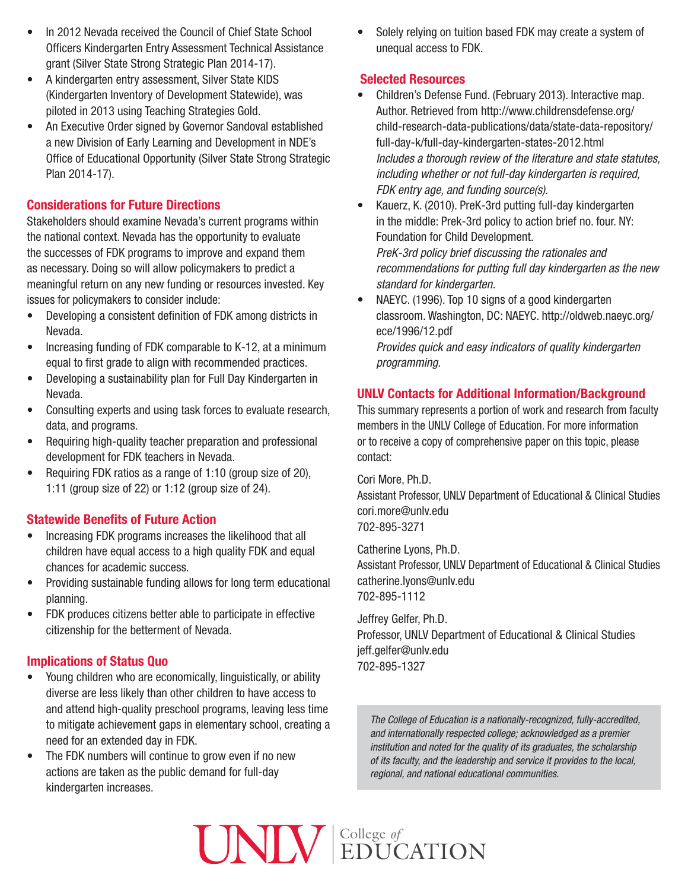- In 2012 Nevada received the Council of Chief State School Officers Kindergarten Entry Assessment Technical Assistance grant (Silver State Strong Strategic Plan 2014-17).
- A kindergarten entry assessment, Silver State KIDS (Kindergarten Inventory of Development Statewide), was piloted in 2013 using Teaching Strategies Gold.
- An Executive Order signed by Governor Sandoval established a new Division of Early Learning and Development in NDE's Office of Educational Opportunity (Silver State Strong Strategic Plan 2014-17).

## Considerations for Future Directions

Stakeholders should examine Nevada's current programs within the national context. Nevada has the opportunity to evaluate the successes of FDK programs to improve and expand them as necessary. Doing so will allow policymakers to predict a meaningful return on any new funding or resources invested. Key issues for policymakers to consider include:

- Developing a consistent definition of FDK among districts in Nevada.
- Increasing funding of FDK comparable to K-12, at a minimum equal to first grade to align with recommended practices.
- Developing a sustainability plan for Full Day Kindergarten in Nevada.
- Consulting experts and using task forces to evaluate research, data, and programs.
- Requiring high-quality teacher preparation and professional development for FDK teachers in Nevada.
- Requiring FDK ratios as a range of 1:10 (group size of 20), 1:11 (group size of 22) or 1:12 (group size of 24).

## Statewide Benefits of Future Action

- Increasing FDK programs increases the likelihood that all children have equal access to a high quality FDK and equal chances for academic success.
- Providing sustainable funding allows for long term educational planning.
- FDK produces citizens better able to participate in effective citizenship for the betterment of Nevada.

## Implications of Status Quo

- Young children who are economically, linguistically, or ability diverse are less likely than other children to have access to and attend high-quality preschool programs, leaving less time to mitigate achievement gaps in elementary school, creating a need for an extended day in FDK.
- The FDK numbers will continue to grow even if no new actions are taken as the public demand for full-day kindergarten increases.
- Solely relying on tuition based FDK may create a system of unequal access to FDK.

## Selected Resources

- Children's Defense Fund. (February 2013). Interactive map. Author. Retrieved from http://www.childrensdefense.org/child-research-data-publications/data/state-data-repository/full-day-k/full-day-kindergarten-states-2012.html
  *Includes a thorough review of the literature and state statutes, including whether or not full-day kindergarten is required, FDK entry age, and funding source(s).*
- Kauerz, K. (2010). PreK-3rd putting full-day kindergarten in the middle: Prek-3rd policy to action brief no. four. NY: Foundation for Child Development.
  *PreK-3rd policy brief discussing the rationales and recommendations for putting full day kindergarten as the new standard for kindergarten.*
- NAEYC. (1996). Top 10 signs of a good kindergarten classroom. Washington, DC: NAEYC. http://oldweb.naeyc.org/ece/1996/12.pdf
  *Provides quick and easy indicators of quality kindergarten programming.*

## UNLV Contacts for Additional Information/Background

This summary represents a portion of work and research from faculty members in the UNLV College of Education. For more information or to receive a copy of comprehensive paper on this topic, please contact:

Cori More, Ph.D.
Assistant Professor, UNLV Department of Educational & Clinical Studies
cori.more@unlv.edu
702-895-3271

Catherine Lyons, Ph.D.
Assistant Professor, UNLV Department of Educational & Clinical Studies
catherine.lyons@unlv.edu
702-895-1112

Jeffrey Gelfer, Ph.D.
Professor, UNLV Department of Educational & Clinical Studies
jeff.gelfer@unlv.edu
702-895-1327

*The College of Education is a nationally-recognized, fully-accredited, and internationally respected college; acknowledged as a premier institution and noted for the quality of its graduates, the scholarship of its faculty, and the leadership and service it provides to the local, regional, and national educational communities.*

UNLV | College of EDUCATION